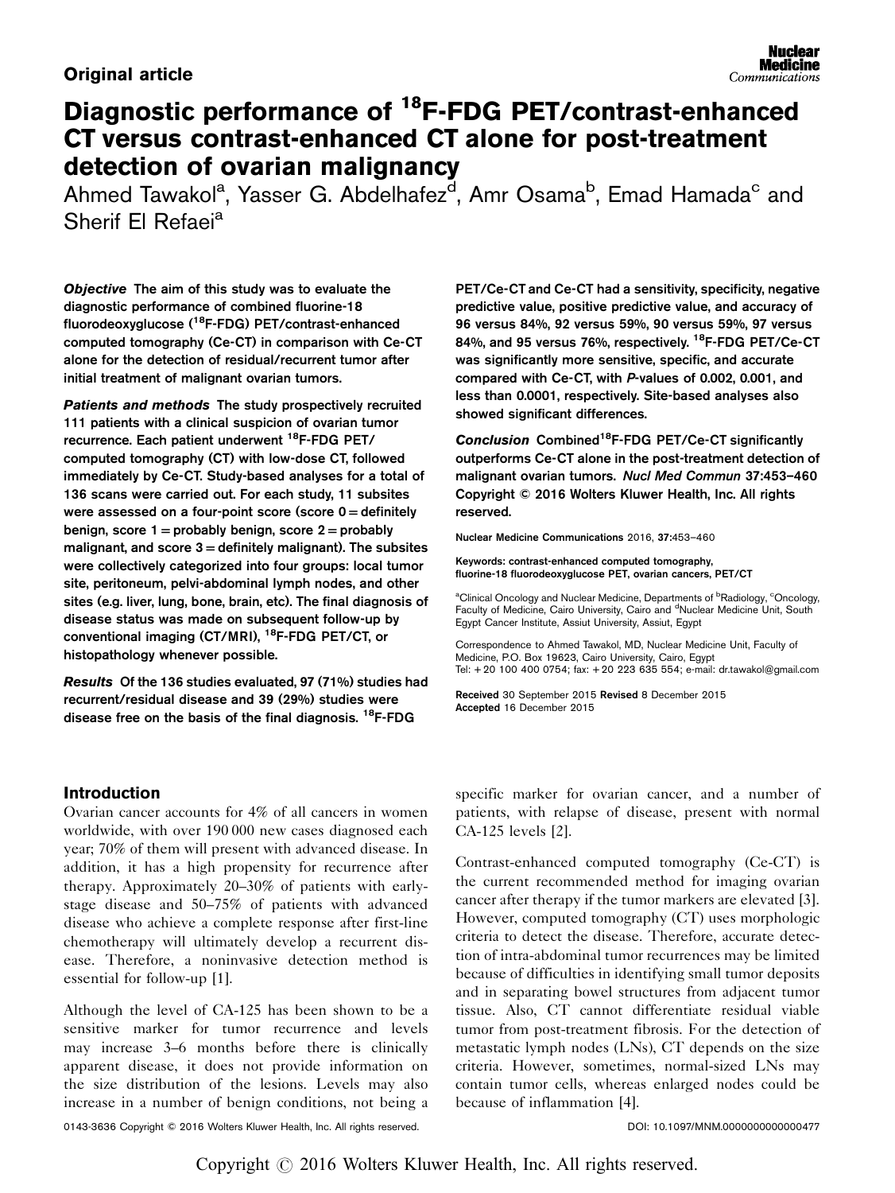Original article

# Diagnostic performance of $^{18}$F-FDG PET/contrast-enhanced CT versus contrast-enhanced CT alone for post-treatment detection of ovarian malignancy

Ahmed Tawakol[a], Yasser G. Abdelhafez[d], Amr Osama[b], Emad Hamada[c] and Sherif El Refaei[a]

***Objective*** The aim of this study was to evaluate the diagnostic performance of combined fluorine-18 fluorodeoxyglucose ($^{18}$F-FDG) PET/contrast-enhanced computed tomography (Ce-CT) in comparison with Ce-CT alone for the detection of residual/recurrent tumor after initial treatment of malignant ovarian tumors.

***Patients and methods*** The study prospectively recruited 111 patients with a clinical suspicion of ovarian tumor recurrence. Each patient underwent $^{18}$F-FDG PET/computed tomography (CT) with low-dose CT, followed immediately by Ce-CT. Study-based analyses for a total of 136 scans were carried out. For each study, 11 subsites were assessed on a four-point score (score 0 = definitely benign, score 1 = probably benign, score 2 = probably malignant, and score 3 = definitely malignant). The subsites were collectively categorized into four groups: local tumor site, peritoneum, pelvi-abdominal lymph nodes, and other sites (e.g. liver, lung, bone, brain, etc). The final diagnosis of disease status was made on subsequent follow-up by conventional imaging (CT/MRI), $^{18}$F-FDG PET/CT, or histopathology whenever possible.

***Results*** Of the 136 studies evaluated, 97 (71%) studies had recurrent/residual disease and 39 (29%) studies were disease free on the basis of the final diagnosis. $^{18}$F-FDG PET/Ce-CT and Ce-CT had a sensitivity, specificity, negative predictive value, positive predictive value, and accuracy of 96 versus 84%, 92 versus 59%, 90 versus 59%, 97 versus 84%, and 95 versus 76%, respectively. $^{18}$F-FDG PET/Ce-CT was significantly more sensitive, specific, and accurate compared with Ce-CT, with *P*-values of 0.002, 0.001, and less than 0.0001, respectively. Site-based analyses also showed significant differences.

***Conclusion*** Combined $^{18}$F-FDG PET/Ce-CT significantly outperforms Ce-CT alone in the post-treatment detection of malignant ovarian tumors. *Nucl Med Commun* 37:453–460 Copyright © 2016 Wolters Kluwer Health, Inc. All rights reserved.

Nuclear Medicine Communications 2016, 37:453–460

Keywords: contrast-enhanced computed tomography, fluorine-18 fluorodeoxyglucose PET, ovarian cancers, PET/CT

[a]Clinical Oncology and Nuclear Medicine, Departments of [b]Radiology, [c]Oncology, Faculty of Medicine, Cairo University, Cairo and [d]Nuclear Medicine Unit, South Egypt Cancer Institute, Assiut University, Assiut, Egypt

Correspondence to Ahmed Tawakol, MD, Nuclear Medicine Unit, Faculty of Medicine, P.O. Box 19623, Cairo University, Cairo, Egypt
Tel: + 20 100 400 0754; fax: + 20 223 635 554; e-mail: dr.tawakol@gmail.com

Received 30 September 2015 Revised 8 December 2015
Accepted 16 December 2015

## Introduction

Ovarian cancer accounts for 4% of all cancers in women worldwide, with over 190 000 new cases diagnosed each year; 70% of them will present with advanced disease. In addition, it has a high propensity for recurrence after therapy. Approximately 20–30% of patients with early-stage disease and 50–75% of patients with advanced disease who achieve a complete response after first-line chemotherapy will ultimately develop a recurrent disease. Therefore, a noninvasive detection method is essential for follow-up [1].

Although the level of CA-125 has been shown to be a sensitive marker for tumor recurrence and levels may increase 3–6 months before there is clinically apparent disease, it does not provide information on the size distribution of the lesions. Levels may also increase in a number of benign conditions, not being a specific marker for ovarian cancer, and a number of patients, with relapse of disease, present with normal CA-125 levels [2].

Contrast-enhanced computed tomography (Ce-CT) is the current recommended method for imaging ovarian cancer after therapy if the tumor markers are elevated [3]. However, computed tomography (CT) uses morphologic criteria to detect the disease. Therefore, accurate detection of intra-abdominal tumor recurrences may be limited because of difficulties in identifying small tumor deposits and in separating bowel structures from adjacent tumor tissue. Also, CT cannot differentiate residual viable tumor from post-treatment fibrosis. For the detection of metastatic lymph nodes (LNs), CT depends on the size criteria. However, sometimes, normal-sized LNs may contain tumor cells, whereas enlarged nodes could be because of inflammation [4].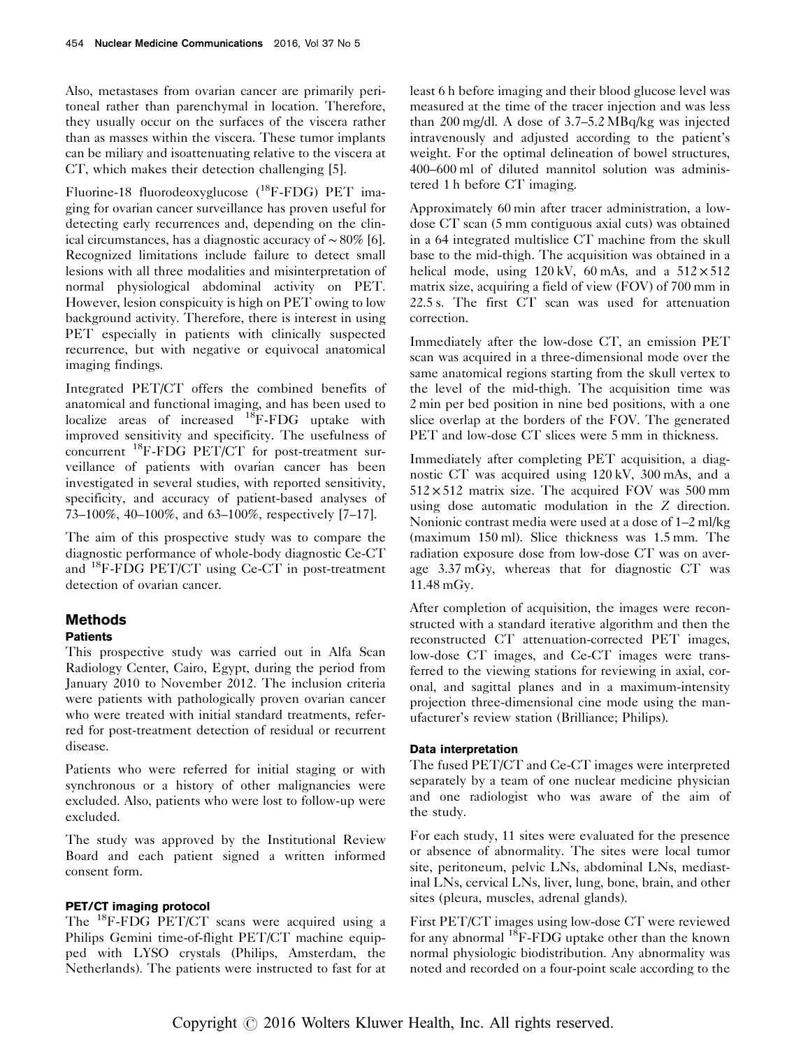Also, metastases from ovarian cancer are primarily peritoneal rather than parenchymal in location. Therefore, they usually occur on the surfaces of the viscera rather than as masses within the viscera. These tumor implants can be miliary and isoattenuating relative to the viscera at CT, which makes their detection challenging [5].

Fluorine-18 fluorodeoxyglucose ($^{18}$F-FDG) PET imaging for ovarian cancer surveillance has proven useful for detecting early recurrences and, depending on the clinical circumstances, has a diagnostic accuracy of ~80% [6]. Recognized limitations include failure to detect small lesions with all three modalities and misinterpretation of normal physiological abdominal activity on PET. However, lesion conspicuity is high on PET owing to low background activity. Therefore, there is interest in using PET especially in patients with clinically suspected recurrence, but with negative or equivocal anatomical imaging findings.

Integrated PET/CT offers the combined benefits of anatomical and functional imaging, and has been used to localize areas of increased $^{18}$F-FDG uptake with improved sensitivity and specificity. The usefulness of concurrent $^{18}$F-FDG PET/CT for post-treatment surveillance of patients with ovarian cancer has been investigated in several studies, with reported sensitivity, specificity, and accuracy of patient-based analyses of 73–100%, 40–100%, and 63–100%, respectively [7–17].

The aim of this prospective study was to compare the diagnostic performance of whole-body diagnostic Ce-CT and $^{18}$F-FDG PET/CT using Ce-CT in post-treatment detection of ovarian cancer.

## Methods

### Patients

This prospective study was carried out in Alfa Scan Radiology Center, Cairo, Egypt, during the period from January 2010 to November 2012. The inclusion criteria were patients with pathologically proven ovarian cancer who were treated with initial standard treatments, referred for post-treatment detection of residual or recurrent disease.

Patients who were referred for initial staging or with synchronous or a history of other malignancies were excluded. Also, patients who were lost to follow-up were excluded.

The study was approved by the Institutional Review Board and each patient signed a written informed consent form.

### PET/CT imaging protocol

The $^{18}$F-FDG PET/CT scans were acquired using a Philips Gemini time-of-flight PET/CT machine equipped with LYSO crystals (Philips, Amsterdam, the Netherlands). The patients were instructed to fast for at least 6 h before imaging and their blood glucose level was measured at the time of the tracer injection and was less than 200 mg/dl. A dose of 3.7–5.2 MBq/kg was injected intravenously and adjusted according to the patient's weight. For the optimal delineation of bowel structures, 400–600 ml of diluted mannitol solution was administered 1 h before CT imaging.

Approximately 60 min after tracer administration, a low-dose CT scan (5 mm contiguous axial cuts) was obtained in a 64 integrated multislice CT machine from the skull base to the mid-thigh. The acquisition was obtained in a helical mode, using 120 kV, 60 mAs, and a $512\times512$ matrix size, acquiring a field of view (FOV) of 700 mm in 22.5 s. The first CT scan was used for attenuation correction.

Immediately after the low-dose CT, an emission PET scan was acquired in a three-dimensional mode over the same anatomical regions starting from the skull vertex to the level of the mid-thigh. The acquisition time was 2 min per bed position in nine bed positions, with a one slice overlap at the borders of the FOV. The generated PET and low-dose CT slices were 5 mm in thickness.

Immediately after completing PET acquisition, a diagnostic CT was acquired using 120 kV, 300 mAs, and a $512\times512$ matrix size. The acquired FOV was 500 mm using dose automatic modulation in the *Z* direction. Nonionic contrast media were used at a dose of 1–2 ml/kg (maximum 150 ml). Slice thickness was 1.5 mm. The radiation exposure dose from low-dose CT was on average 3.37 mGy, whereas that for diagnostic CT was 11.48 mGy.

After completion of acquisition, the images were reconstructed with a standard iterative algorithm and then the reconstructed CT attenuation-corrected PET images, low-dose CT images, and Ce-CT images were transferred to the viewing stations for reviewing in axial, coronal, and sagittal planes and in a maximum-intensity projection three-dimensional cine mode using the manufacturer's review station (Brilliance; Philips).

### Data interpretation

The fused PET/CT and Ce-CT images were interpreted separately by a team of one nuclear medicine physician and one radiologist who was aware of the aim of the study.

For each study, 11 sites were evaluated for the presence or absence of abnormality. The sites were local tumor site, peritoneum, pelvic LNs, abdominal LNs, mediastinal LNs, cervical LNs, liver, lung, bone, brain, and other sites (pleura, muscles, adrenal glands).

First PET/CT images using low-dose CT were reviewed for any abnormal $^{18}$F-FDG uptake other than the known normal physiologic biodistribution. Any abnormality was noted and recorded on a four-point scale according to the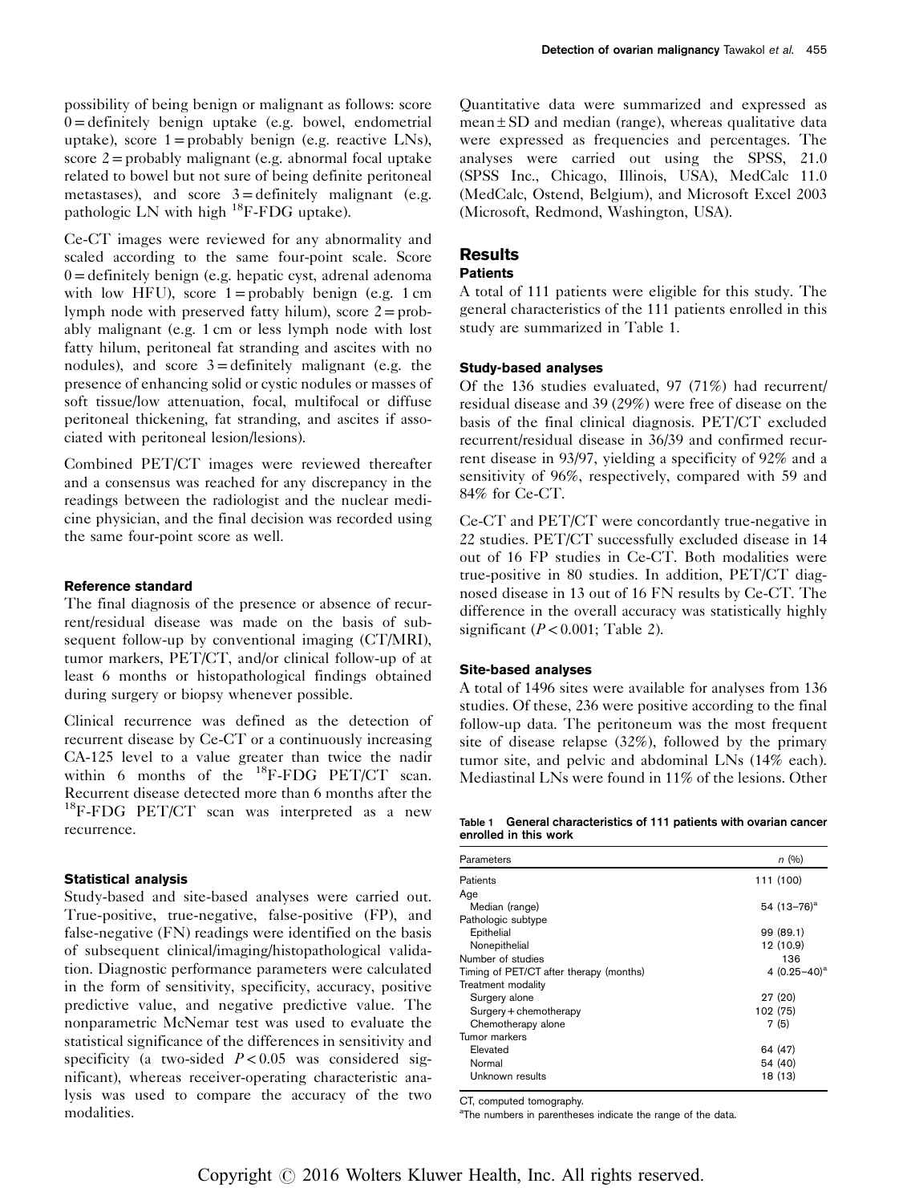possibility of being benign or malignant as follows: score 0 = definitely benign uptake (e.g. bowel, endometrial uptake), score 1 = probably benign (e.g. reactive LNs), score 2 = probably malignant (e.g. abnormal focal uptake related to bowel but not sure of being definite peritoneal metastases), and score 3 = definitely malignant (e.g. pathologic LN with high $^{18}$F-FDG uptake).

Ce-CT images were reviewed for any abnormality and scaled according to the same four-point scale. Score 0 = definitely benign (e.g. hepatic cyst, adrenal adenoma with low HFU), score 1 = probably benign (e.g. 1 cm lymph node with preserved fatty hilum), score 2 = probably malignant (e.g. 1 cm or less lymph node with lost fatty hilum, peritoneal fat stranding and ascites with no nodules), and score 3 = definitely malignant (e.g. the presence of enhancing solid or cystic nodules or masses of soft tissue/low attenuation, focal, multifocal or diffuse peritoneal thickening, fat stranding, and ascites if associated with peritoneal lesion/lesions).

Combined PET/CT images were reviewed thereafter and a consensus was reached for any discrepancy in the readings between the radiologist and the nuclear medicine physician, and the final decision was recorded using the same four-point score as well.

#### Reference standard

The final diagnosis of the presence or absence of recurrent/residual disease was made on the basis of subsequent follow-up by conventional imaging (CT/MRI), tumor markers, PET/CT, and/or clinical follow-up of at least 6 months or histopathological findings obtained during surgery or biopsy whenever possible.

Clinical recurrence was defined as the detection of recurrent disease by Ce-CT or a continuously increasing CA-125 level to a value greater than twice the nadir within 6 months of the $^{18}$F-FDG PET/CT scan. Recurrent disease detected more than 6 months after the $^{18}$F-FDG PET/CT scan was interpreted as a new recurrence.

#### Statistical analysis

Study-based and site-based analyses were carried out. True-positive, true-negative, false-positive (FP), and false-negative (FN) readings were identified on the basis of subsequent clinical/imaging/histopathological validation. Diagnostic performance parameters were calculated in the form of sensitivity, specificity, accuracy, positive predictive value, and negative predictive value. The nonparametric McNemar test was used to evaluate the statistical significance of the differences in sensitivity and specificity (a two-sided $P < 0.05$ was considered significant), whereas receiver-operating characteristic analysis was used to compare the accuracy of the two modalities.

Quantitative data were summarized and expressed as mean ± SD and median (range), whereas qualitative data were expressed as frequencies and percentages. The analyses were carried out using the SPSS, 21.0 (SPSS Inc., Chicago, Illinois, USA), MedCalc 11.0 (MedCalc, Ostend, Belgium), and Microsoft Excel 2003 (Microsoft, Redmond, Washington, USA).

## Results

### Patients

A total of 111 patients were eligible for this study. The general characteristics of the 111 patients enrolled in this study are summarized in Table 1.

#### Study-based analyses

Of the 136 studies evaluated, 97 (71%) had recurrent/residual disease and 39 (29%) were free of disease on the basis of the final clinical diagnosis. PET/CT excluded recurrent/residual disease in 36/39 and confirmed recurrent disease in 93/97, yielding a specificity of 92% and a sensitivity of 96%, respectively, compared with 59 and 84% for Ce-CT.

Ce-CT and PET/CT were concordantly true-negative in 22 studies. PET/CT successfully excluded disease in 14 out of 16 FP studies in Ce-CT. Both modalities were true-positive in 80 studies. In addition, PET/CT diagnosed disease in 13 out of 16 FN results by Ce-CT. The difference in the overall accuracy was statistically highly significant ($P < 0.001$; Table 2).

#### Site-based analyses

A total of 1496 sites were available for analyses from 136 studies. Of these, 236 were positive according to the final follow-up data. The peritoneum was the most frequent site of disease relapse (32%), followed by the primary tumor site, and pelvic and abdominal LNs (14% each). Mediastinal LNs were found in 11% of the lesions. Other

**Table 1 General characteristics of 111 patients with ovarian cancer enrolled in this work**

| Parameters | n (%) |
|---|---|
| Patients | 111 (100) |
| Age | |
| Median (range) | 54 (13–76)[a] |
| Pathologic subtype | |
| Epithelial | 99 (89.1) |
| Nonepithelial | 12 (10.9) |
| Number of studies | 136 |
| Timing of PET/CT after therapy (months) | 4 (0.25–40)[a] |
| Treatment modality | |
| Surgery alone | 27 (20) |
| Surgery + chemotherapy | 102 (75) |
| Chemotherapy alone | 7 (5) |
| Tumor markers | |
| Elevated | 64 (47) |
| Normal | 54 (40) |
| Unknown results | 18 (13) |

CT, computed tomography.

[a]The numbers in parentheses indicate the range of the data.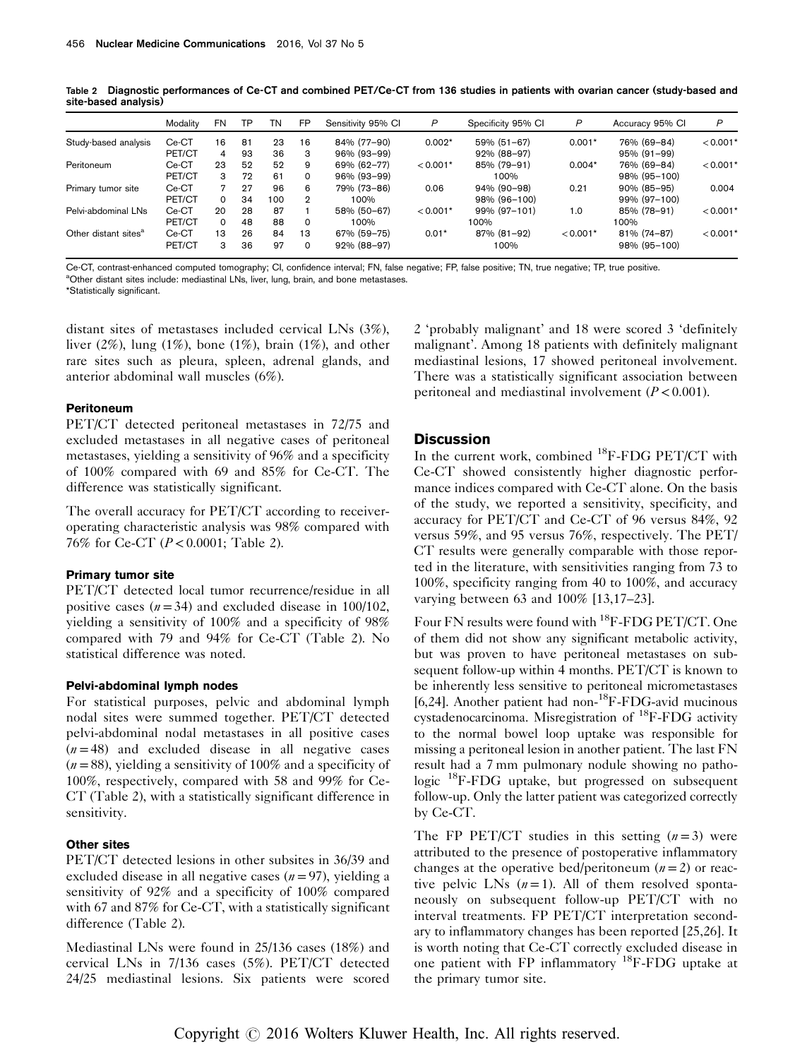**Table 2 Diagnostic performances of Ce-CT and combined PET/Ce-CT from 136 studies in patients with ovarian cancer (study-based and site-based analysis)**

| | Modality | FN | TP | TN | FP | Sensitivity 95% CI | P | Specificity 95% CI | P | Accuracy 95% CI | P |
|---|---|---|---|---|---|---|---|---|---|---|---|
| Study-based analysis | Ce-CT | 16 | 81 | 23 | 16 | 84% (77–90) | 0.002* | 59% (51–67) | 0.001* | 76% (69–84) | < 0.001* |
| | PET/CT | 4 | 93 | 36 | 3 | 96% (93–99) | | 92% (88–97) | | 95% (91–99) | |
| Peritoneum | Ce-CT | 23 | 52 | 52 | 9 | 69% (62–77) | < 0.001* | 85% (79–91) | 0.004* | 76% (69–84) | < 0.001* |
| | PET/CT | 3 | 72 | 61 | 0 | 96% (93–99) | | 100% | | 98% (95–100) | |
| Primary tumor site | Ce-CT | 7 | 27 | 96 | 6 | 79% (73–86) | 0.06 | 94% (90–98) | 0.21 | 90% (85–95) | 0.004 |
| | PET/CT | 0 | 34 | 100 | 2 | 100% | | 98% (96–100) | | 99% (97–100) | |
| Pelvi-abdominal LNs | Ce-CT | 20 | 28 | 87 | 1 | 58% (50–67) | < 0.001* | 99% (97–101) | 1.0 | 85% (78–91) | < 0.001* |
| | PET/CT | 0 | 48 | 88 | 0 | 100% | | 100% | | 100% | |
| Other distant sites[a] | Ce-CT | 13 | 26 | 84 | 13 | 67% (59–75) | 0.01* | 87% (81–92) | < 0.001* | 81% (74–87) | < 0.001* |
| | PET/CT | 3 | 36 | 97 | 0 | 92% (88–97) | | 100% | | 98% (95–100) | |

Ce-CT, contrast-enhanced computed tomography; CI, confidence interval; FN, false negative; FP, false positive; TN, true negative; TP, true positive.
[a]Other distant sites include: mediastinal LNs, liver, lung, brain, and bone metastases.
*Statistically significant.

distant sites of metastases included cervical LNs (3%), liver (2%), lung (1%), bone (1%), brain (1%), and other rare sites such as pleura, spleen, adrenal glands, and anterior abdominal wall muscles (6%).

### Peritoneum

PET/CT detected peritoneal metastases in 72/75 and excluded metastases in all negative cases of peritoneal metastases, yielding a sensitivity of 96% and a specificity of 100% compared with 69 and 85% for Ce-CT. The difference was statistically significant.

The overall accuracy for PET/CT according to receiver-operating characteristic analysis was 98% compared with 76% for Ce-CT ($P < 0.0001$; Table 2).

### Primary tumor site

PET/CT detected local tumor recurrence/residue in all positive cases ($n = 34$) and excluded disease in 100/102, yielding a sensitivity of 100% and a specificity of 98% compared with 79 and 94% for Ce-CT (Table 2). No statistical difference was noted.

### Pelvi-abdominal lymph nodes

For statistical purposes, pelvic and abdominal lymph nodal sites were summed together. PET/CT detected pelvi-abdominal nodal metastases in all positive cases ($n = 48$) and excluded disease in all negative cases ($n = 88$), yielding a sensitivity of 100% and a specificity of 100%, respectively, compared with 58 and 99% for Ce-CT (Table 2), with a statistically significant difference in sensitivity.

### Other sites

PET/CT detected lesions in other subsites in 36/39 and excluded disease in all negative cases ($n = 97$), yielding a sensitivity of 92% and a specificity of 100% compared with 67 and 87% for Ce-CT, with a statistically significant difference (Table 2).

Mediastinal LNs were found in 25/136 cases (18%) and cervical LNs in 7/136 cases (5%). PET/CT detected 24/25 mediastinal lesions. Six patients were scored 2 'probably malignant' and 18 were scored 3 'definitely malignant'. Among 18 patients with definitely malignant mediastinal lesions, 17 showed peritoneal involvement. There was a statistically significant association between peritoneal and mediastinal involvement ($P < 0.001$).

## Discussion

In the current work, combined $^{18}$F-FDG PET/CT with Ce-CT showed consistently higher diagnostic performance indices compared with Ce-CT alone. On the basis of the study, we reported a sensitivity, specificity, and accuracy for PET/CT and Ce-CT of 96 versus 84%, 92 versus 59%, and 95 versus 76%, respectively. The PET/CT results were generally comparable with those reported in the literature, with sensitivities ranging from 73 to 100%, specificity ranging from 40 to 100%, and accuracy varying between 63 and 100% [13,17–23].

Four FN results were found with $^{18}$F-FDG PET/CT. One of them did not show any significant metabolic activity, but was proven to have peritoneal metastases on subsequent follow-up within 4 months. PET/CT is known to be inherently less sensitive to peritoneal micrometastases [6,24]. Another patient had non-$^{18}$F-FDG-avid mucinous cystadenocarcinoma. Misregistration of $^{18}$F-FDG activity to the normal bowel loop uptake was responsible for missing a peritoneal lesion in another patient. The last FN result had a 7 mm pulmonary nodule showing no pathologic $^{18}$F-FDG uptake, but progressed on subsequent follow-up. Only the latter patient was categorized correctly by Ce-CT.

The FP PET/CT studies in this setting ($n = 3$) were attributed to the presence of postoperative inflammatory changes at the operative bed/peritoneum ($n = 2$) or reactive pelvic LNs ($n = 1$). All of them resolved spontaneously on subsequent follow-up PET/CT with no interval treatments. FP PET/CT interpretation secondary to inflammatory changes has been reported [25,26]. It is worth noting that Ce-CT correctly excluded disease in one patient with FP inflammatory $^{18}$F-FDG uptake at the primary tumor site.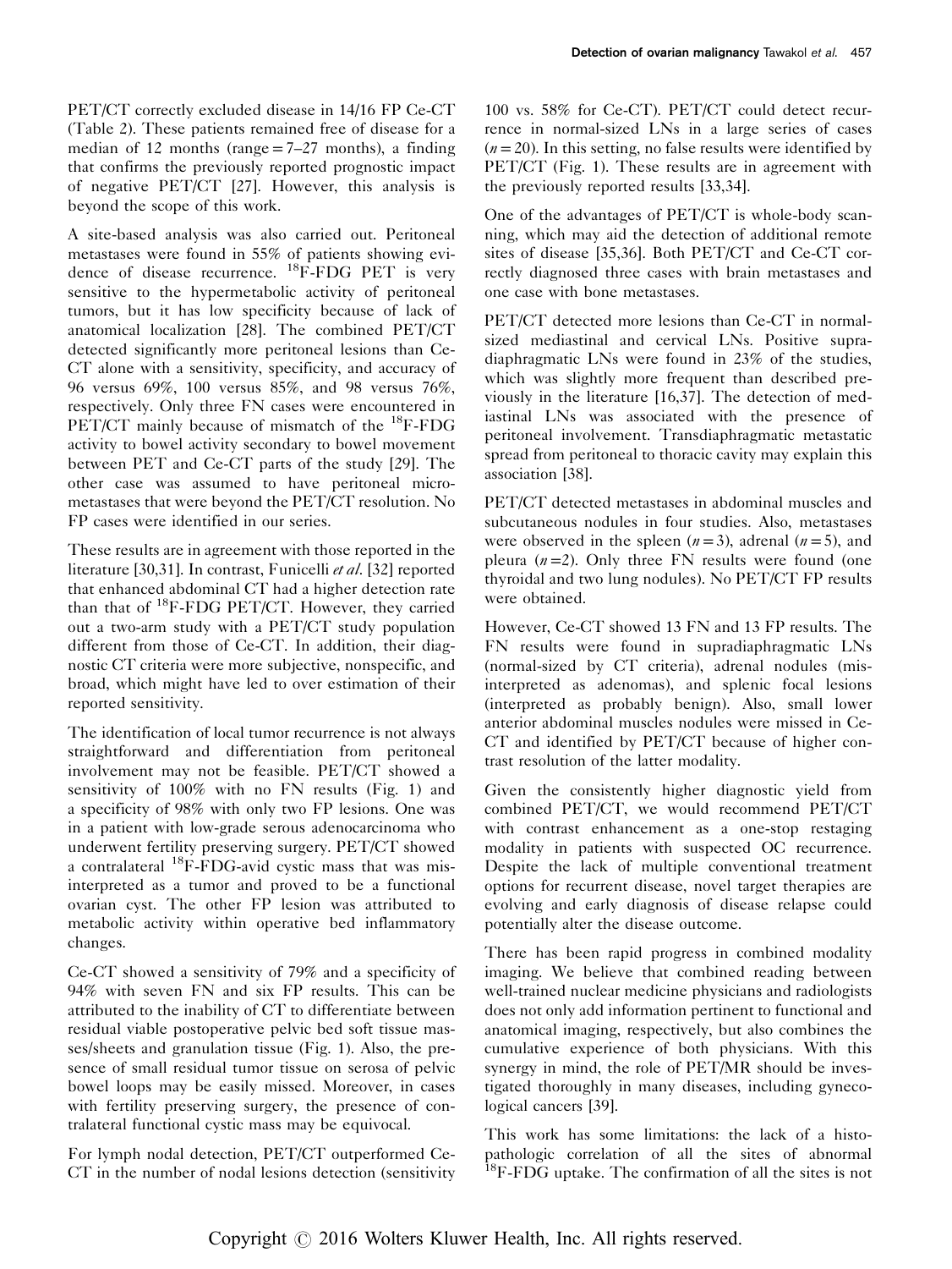PET/CT correctly excluded disease in 14/16 FP Ce-CT (Table 2). These patients remained free of disease for a median of 12 months (range = 7–27 months), a finding that confirms the previously reported prognostic impact of negative PET/CT [27]. However, this analysis is beyond the scope of this work.

A site-based analysis was also carried out. Peritoneal metastases were found in 55% of patients showing evidence of disease recurrence. $^{18}$F-FDG PET is very sensitive to the hypermetabolic activity of peritoneal tumors, but it has low specificity because of lack of anatomical localization [28]. The combined PET/CT detected significantly more peritoneal lesions than Ce-CT alone with a sensitivity, specificity, and accuracy of 96 versus 69%, 100 versus 85%, and 98 versus 76%, respectively. Only three FN cases were encountered in PET/CT mainly because of mismatch of the $^{18}$F-FDG activity to bowel activity secondary to bowel movement between PET and Ce-CT parts of the study [29]. The other case was assumed to have peritoneal micrometastases that were beyond the PET/CT resolution. No FP cases were identified in our series.

These results are in agreement with those reported in the literature [30,31]. In contrast, Funicelli *et al.* [32] reported that enhanced abdominal CT had a higher detection rate than that of $^{18}$F-FDG PET/CT. However, they carried out a two-arm study with a PET/CT study population different from those of Ce-CT. In addition, their diagnostic CT criteria were more subjective, nonspecific, and broad, which might have led to over estimation of their reported sensitivity.

The identification of local tumor recurrence is not always straightforward and differentiation from peritoneal involvement may not be feasible. PET/CT showed a sensitivity of 100% with no FN results (Fig. 1) and a specificity of 98% with only two FP lesions. One was in a patient with low-grade serous adenocarcinoma who underwent fertility preserving surgery. PET/CT showed a contralateral $^{18}$F-FDG-avid cystic mass that was misinterpreted as a tumor and proved to be a functional ovarian cyst. The other FP lesion was attributed to metabolic activity within operative bed inflammatory changes.

Ce-CT showed a sensitivity of 79% and a specificity of 94% with seven FN and six FP results. This can be attributed to the inability of CT to differentiate between residual viable postoperative pelvic bed soft tissue masses/sheets and granulation tissue (Fig. 1). Also, the presence of small residual tumor tissue on serosa of pelvic bowel loops may be easily missed. Moreover, in cases with fertility preserving surgery, the presence of contralateral functional cystic mass may be equivocal.

For lymph nodal detection, PET/CT outperformed Ce-CT in the number of nodal lesions detection (sensitivity 100 vs. 58% for Ce-CT). PET/CT could detect recurrence in normal-sized LNs in a large series of cases ($n = 20$). In this setting, no false results were identified by PET/CT (Fig. 1). These results are in agreement with the previously reported results [33,34].

One of the advantages of PET/CT is whole-body scanning, which may aid the detection of additional remote sites of disease [35,36]. Both PET/CT and Ce-CT correctly diagnosed three cases with brain metastases and one case with bone metastases.

PET/CT detected more lesions than Ce-CT in normal-sized mediastinal and cervical LNs. Positive supradiaphragmatic LNs were found in 23% of the studies, which was slightly more frequent than described previously in the literature [16,37]. The detection of mediastinal LNs was associated with the presence of peritoneal involvement. Transdiaphragmatic metastatic spread from peritoneal to thoracic cavity may explain this association [38].

PET/CT detected metastases in abdominal muscles and subcutaneous nodules in four studies. Also, metastases were observed in the spleen ($n = 3$), adrenal ($n = 5$), and pleura ($n = 2$). Only three FN results were found (one thyroidal and two lung nodules). No PET/CT FP results were obtained.

However, Ce-CT showed 13 FN and 13 FP results. The FN results were found in supradiaphragmatic LNs (normal-sized by CT criteria), adrenal nodules (misinterpreted as adenomas), and splenic focal lesions (interpreted as probably benign). Also, small lower anterior abdominal muscles nodules were missed in Ce-CT and identified by PET/CT because of higher contrast resolution of the latter modality.

Given the consistently higher diagnostic yield from combined PET/CT, we would recommend PET/CT with contrast enhancement as a one-stop restaging modality in patients with suspected OC recurrence. Despite the lack of multiple conventional treatment options for recurrent disease, novel target therapies are evolving and early diagnosis of disease relapse could potentially alter the disease outcome.

There has been rapid progress in combined modality imaging. We believe that combined reading between well-trained nuclear medicine physicians and radiologists does not only add information pertinent to functional and anatomical imaging, respectively, but also combines the cumulative experience of both physicians. With this synergy in mind, the role of PET/MR should be investigated thoroughly in many diseases, including gynecological cancers [39].

This work has some limitations: the lack of a histopathologic correlation of all the sites of abnormal $^{18}$F-FDG uptake. The confirmation of all the sites is not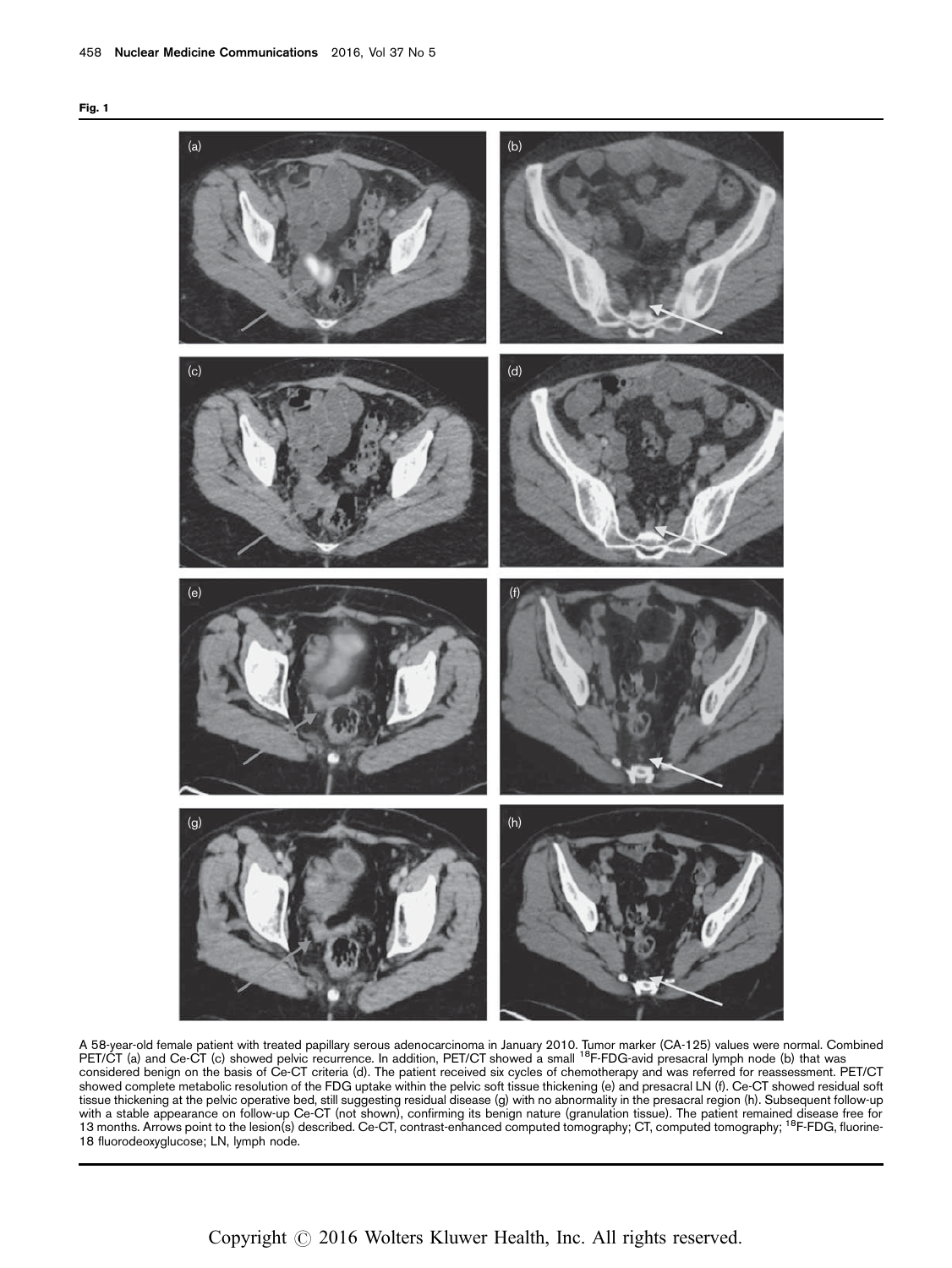**Fig. 1**

A 58-year-old female patient with treated papillary serous adenocarcinoma in January 2010. Tumor marker (CA-125) values were normal. Combined PET/CT (a) and Ce-CT (c) showed pelvic recurrence. In addition, PET/CT showed a small $^{18}$F-FDG-avid presacral lymph node (b) that was considered benign on the basis of Ce-CT criteria (d). The patient received six cycles of chemotherapy and was referred for reassessment. PET/CT showed complete metabolic resolution of the FDG uptake within the pelvic soft tissue thickening (e) and presacral LN (f). Ce-CT showed residual soft tissue thickening at the pelvic operative bed, still suggesting residual disease (g) with no abnormality in the presacral region (h). Subsequent follow-up with a stable appearance on follow-up Ce-CT (not shown), confirming its benign nature (granulation tissue). The patient remained disease free for 13 months. Arrows point to the lesion(s) described. Ce-CT, contrast-enhanced computed tomography; CT, computed tomography; $^{18}$F-FDG, fluorine-18 fluorodeoxyglucose; LN, lymph node.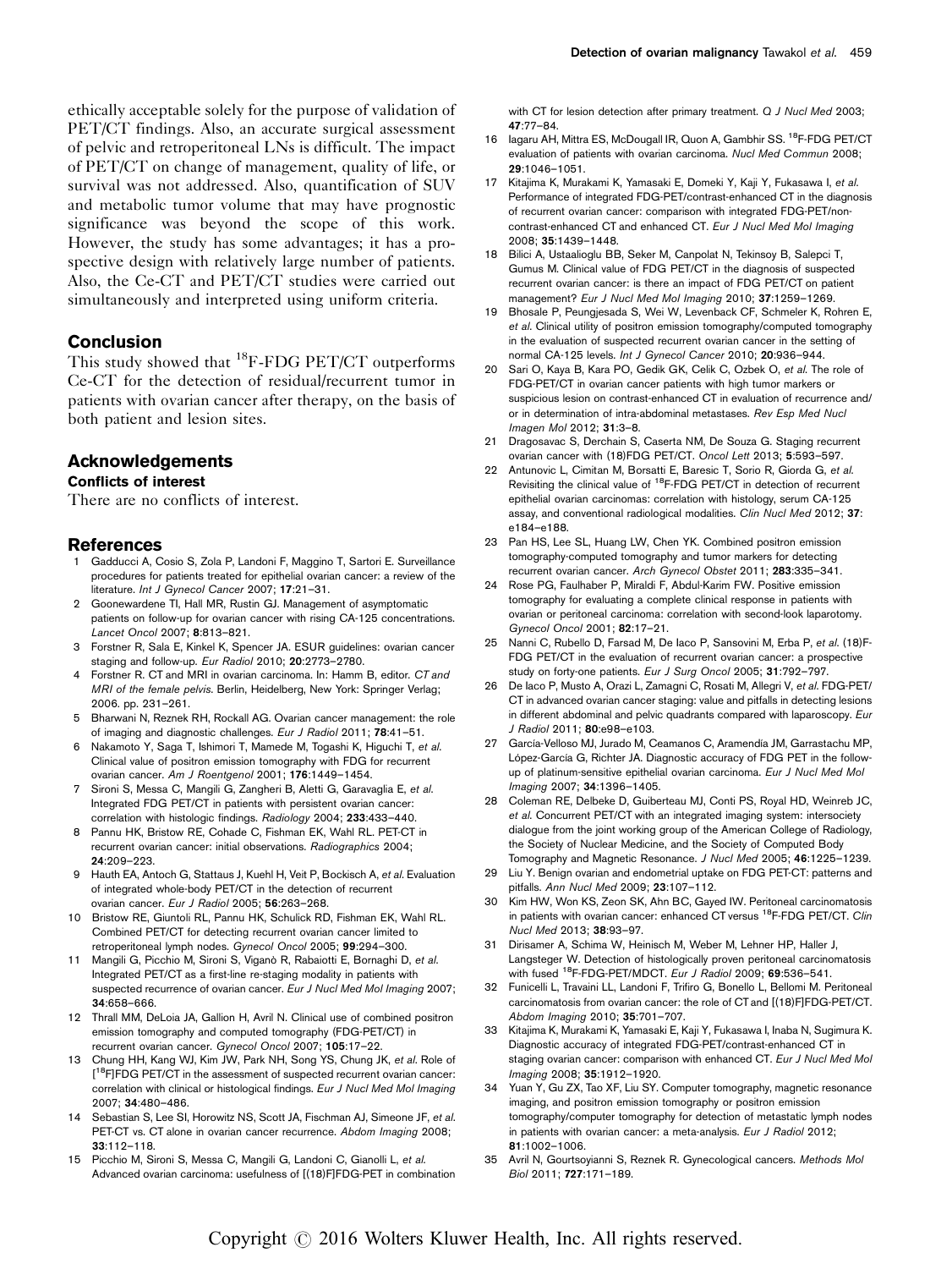ethically acceptable solely for the purpose of validation of PET/CT findings. Also, an accurate surgical assessment of pelvic and retroperitoneal LNs is difficult. The impact of PET/CT on change of management, quality of life, or survival was not addressed. Also, quantification of SUV and metabolic tumor volume that may have prognostic significance was beyond the scope of this work. However, the study has some advantages; it has a prospective design with relatively large number of patients. Also, the Ce-CT and PET/CT studies were carried out simultaneously and interpreted using uniform criteria.

## Conclusion

This study showed that $^{18}$F-FDG PET/CT outperforms Ce-CT for the detection of residual/recurrent tumor in patients with ovarian cancer after therapy, on the basis of both patient and lesion sites.

## Acknowledgements

### Conflicts of interest

There are no conflicts of interest.

## References

1. Gadducci A, Cosio S, Zola P, Landoni F, Maggino T, Sartori E. Surveillance procedures for patients treated for epithelial ovarian cancer: a review of the literature. *Int J Gynecol Cancer* 2007; **17**:21–31.
2. Goonewardene TI, Hall MR, Rustin GJ. Management of asymptomatic patients on follow-up for ovarian cancer with rising CA-125 concentrations. *Lancet Oncol* 2007; **8**:813–821.
3. Forstner R, Sala E, Kinkel K, Spencer JA. ESUR guidelines: ovarian cancer staging and follow-up. *Eur Radiol* 2010; **20**:2773–2780.
4. Forstner R. CT and MRI in ovarian carcinoma. In: Hamm B, editor. *CT and MRI of the female pelvis*. Berlin, Heidelberg, New York: Springer Verlag; 2006. pp. 231–261.
5. Bharwani N, Reznek RH, Rockall AG. Ovarian cancer management: the role of imaging and diagnostic challenges. *Eur J Radiol* 2011; **78**:41–51.
6. Nakamoto Y, Saga T, Ishimori T, Mamede M, Togashi K, Higuchi T, *et al*. Clinical value of positron emission tomography with FDG for recurrent ovarian cancer. *Am J Roentgenol* 2001; **176**:1449–1454.
7. Sironi S, Messa C, Mangili G, Zangheri B, Aletti G, Garavaglia E, *et al*. Integrated FDG PET/CT in patients with persistent ovarian cancer: correlation with histologic findings. *Radiology* 2004; **233**:433–440.
8. Pannu HK, Bristow RE, Cohade C, Fishman EK, Wahl RL. PET-CT in recurrent ovarian cancer: initial observations. *Radiographics* 2004; **24**:209–223.
9. Hauth EA, Antoch G, Stattaus J, Kuehl H, Veit P, Bockisch A, *et al*. Evaluation of integrated whole-body PET/CT in the detection of recurrent ovarian cancer. *Eur J Radiol* 2005; **56**:263–268.
10. Bristow RE, Giuntoli RL, Pannu HK, Schulick RD, Fishman EK, Wahl RL. Combined PET/CT for detecting recurrent ovarian cancer limited to retroperitoneal lymph nodes. *Gynecol Oncol* 2005; **99**:294–300.
11. Mangili G, Picchio M, Sironi S, Viganò R, Rabaiotti E, Bornaghi D, *et al*. Integrated PET/CT as a first-line re-staging modality in patients with suspected recurrence of ovarian cancer. *Eur J Nucl Med Mol Imaging* 2007; **34**:658–666.
12. Thrall MM, DeLoia JA, Gallion H, Avril N. Clinical use of combined positron emission tomography and computed tomography (FDG-PET/CT) in recurrent ovarian cancer. *Gynecol Oncol* 2007; **105**:17–22.
13. Chung HH, Kang WJ, Kim JW, Park NH, Song YS, Chung JK, *et al*. Role of [$^{18}$F]FDG PET/CT in the assessment of suspected recurrent ovarian cancer: correlation with clinical or histological findings. *Eur J Nucl Med Mol Imaging* 2007; **34**:480–486.
14. Sebastian S, Lee SI, Horowitz NS, Scott JA, Fischman AJ, Simeone JF, *et al*. PET-CT vs. CT alone in ovarian cancer recurrence. *Abdom Imaging* 2008; **33**:112–118.
15. Picchio M, Sironi S, Messa C, Mangili G, Landoni C, Gianolli L, *et al*. Advanced ovarian carcinoma: usefulness of [(18)F]FDG-PET in combination with CT for lesion detection after primary treatment. *Q J Nucl Med* 2003; **47**:77–84.
16. Iagaru AH, Mittra ES, McDougall IR, Quon A, Gambhir SS. $^{18}$F-FDG PET/CT evaluation of patients with ovarian carcinoma. *Nucl Med Commun* 2008; **29**:1046–1051.
17. Kitajima K, Murakami K, Yamasaki E, Domeki Y, Kaji Y, Fukasawa I, *et al*. Performance of integrated FDG-PET/contrast-enhanced CT in the diagnosis of recurrent ovarian cancer: comparison with integrated FDG-PET/non-contrast-enhanced CT and enhanced CT. *Eur J Nucl Med Mol Imaging* 2008; **35**:1439–1448.
18. Bilici A, Ustaalioglu BB, Seker M, Canpolat N, Tekinsoy B, Salepci T, Gumus M. Clinical value of FDG PET/CT in the diagnosis of suspected recurrent ovarian cancer: is there an impact of FDG PET/CT on patient management? *Eur J Nucl Med Mol Imaging* 2010; **37**:1259–1269.
19. Bhosale P, Peungjesada S, Wei W, Levenback CF, Schmeler K, Rohren E, *et al*. Clinical utility of positron emission tomography/computed tomography in the evaluation of suspected recurrent ovarian cancer in the setting of normal CA-125 levels. *Int J Gynecol Cancer* 2010; **20**:936–944.
20. Sari O, Kaya B, Kara PO, Gedik GK, Celik C, Ozbek O, *et al*. The role of FDG-PET/CT in ovarian cancer patients with high tumor markers or suspicious lesion on contrast-enhanced CT in evaluation of recurrence and/or in determination of intra-abdominal metastases. *Rev Esp Med Nucl Imagen Mol* 2012; **31**:3–8.
21. Dragosavac S, Derchain S, Caserta NM, De Souza G. Staging recurrent ovarian cancer with (18)FDG PET/CT. *Oncol Lett* 2013; **5**:593–597.
22. Antunovic L, Cimitan M, Borsatti E, Baresic T, Sorio R, Giorda G, *et al*. Revisiting the clinical value of $^{18}$F-FDG PET/CT in detection of recurrent epithelial ovarian carcinomas: correlation with histology, serum CA-125 assay, and conventional radiological modalities. *Clin Nucl Med* 2012; **37**: e184–e188.
23. Pan HS, Lee SL, Huang LW, Chen YK. Combined positron emission tomography-computed tomography and tumor markers for detecting recurrent ovarian cancer. *Arch Gynecol Obstet* 2011; **283**:335–341.
24. Rose PG, Faulhaber P, Miraldi F, Abdul-Karim FW. Positive emission tomography for evaluating a complete clinical response in patients with ovarian or peritoneal carcinoma: correlation with second-look laparotomy. *Gynecol Oncol* 2001; **82**:17–21.
25. Nanni C, Rubello D, Farsad M, De Iaco P, Sansovini M, Erba P, *et al*. (18)F-FDG PET/CT in the evaluation of recurrent ovarian cancer: a prospective study on forty-one patients. *Eur J Surg Oncol* 2005; **31**:792–797.
26. De Iaco P, Musto A, Orazi L, Zamagni C, Rosati M, Allegri V, *et al*. FDG-PET/CT in advanced ovarian cancer staging: value and pitfalls in detecting lesions in different abdominal and pelvic quadrants compared with laparoscopy. *Eur J Radiol* 2011; **80**:e98–e103.
27. García-Velloso MJ, Jurado M, Ceamanos C, Aramendía JM, Garrastachu MP, López-García G, Richter JA. Diagnostic accuracy of FDG PET in the follow-up of platinum-sensitive epithelial ovarian carcinoma. *Eur J Nucl Med Mol Imaging* 2007; **34**:1396–1405.
28. Coleman RE, Delbeke D, Guiberteau MJ, Conti PS, Royal HD, Weinreb JC, *et al*. Concurrent PET/CT with an integrated imaging system: intersociety dialogue from the joint working group of the American College of Radiology, the Society of Nuclear Medicine, and the Society of Computed Body Tomography and Magnetic Resonance. *J Nucl Med* 2005; **46**:1225–1239.
29. Liu Y. Benign ovarian and endometrial uptake on FDG PET-CT: patterns and pitfalls. *Ann Nucl Med* 2009; **23**:107–112.
30. Kim HW, Won KS, Zeon SK, Ahn BC, Gayed IW. Peritoneal carcinomatosis in patients with ovarian cancer: enhanced CT versus $^{18}$F-FDG PET/CT. *Clin Nucl Med* 2013; **38**:93–97.
31. Dirisamer A, Schima W, Heinisch M, Weber M, Lehner HP, Haller J, Langsteger W. Detection of histologically proven peritoneal carcinomatosis with fused $^{18}$F-FDG-PET/MDCT. *Eur J Radiol* 2009; **69**:536–541.
32. Funicelli L, Travaini LL, Landoni F, Trifiro G, Bonello L, Bellomi M. Peritoneal carcinomatosis from ovarian cancer: the role of CT and [(18)F]FDG-PET/CT. *Abdom Imaging* 2010; **35**:701–707.
33. Kitajima K, Murakami K, Yamasaki E, Kaji Y, Fukasawa I, Inaba N, Sugimura K. Diagnostic accuracy of integrated FDG-PET/contrast-enhanced CT in staging ovarian cancer: comparison with enhanced CT. *Eur J Nucl Med Mol Imaging* 2008; **35**:1912–1920.
34. Yuan Y, Gu ZX, Tao XF, Liu SY. Computer tomography, magnetic resonance imaging, and positron emission tomography or positron emission tomography/computer tomography for detection of metastatic lymph nodes in patients with ovarian cancer: a meta-analysis. *Eur J Radiol* 2012; **81**:1002–1006.
35. Avril N, Gourtsoyianni S, Reznek R. Gynecological cancers. *Methods Mol Biol* 2011; **727**:171–189.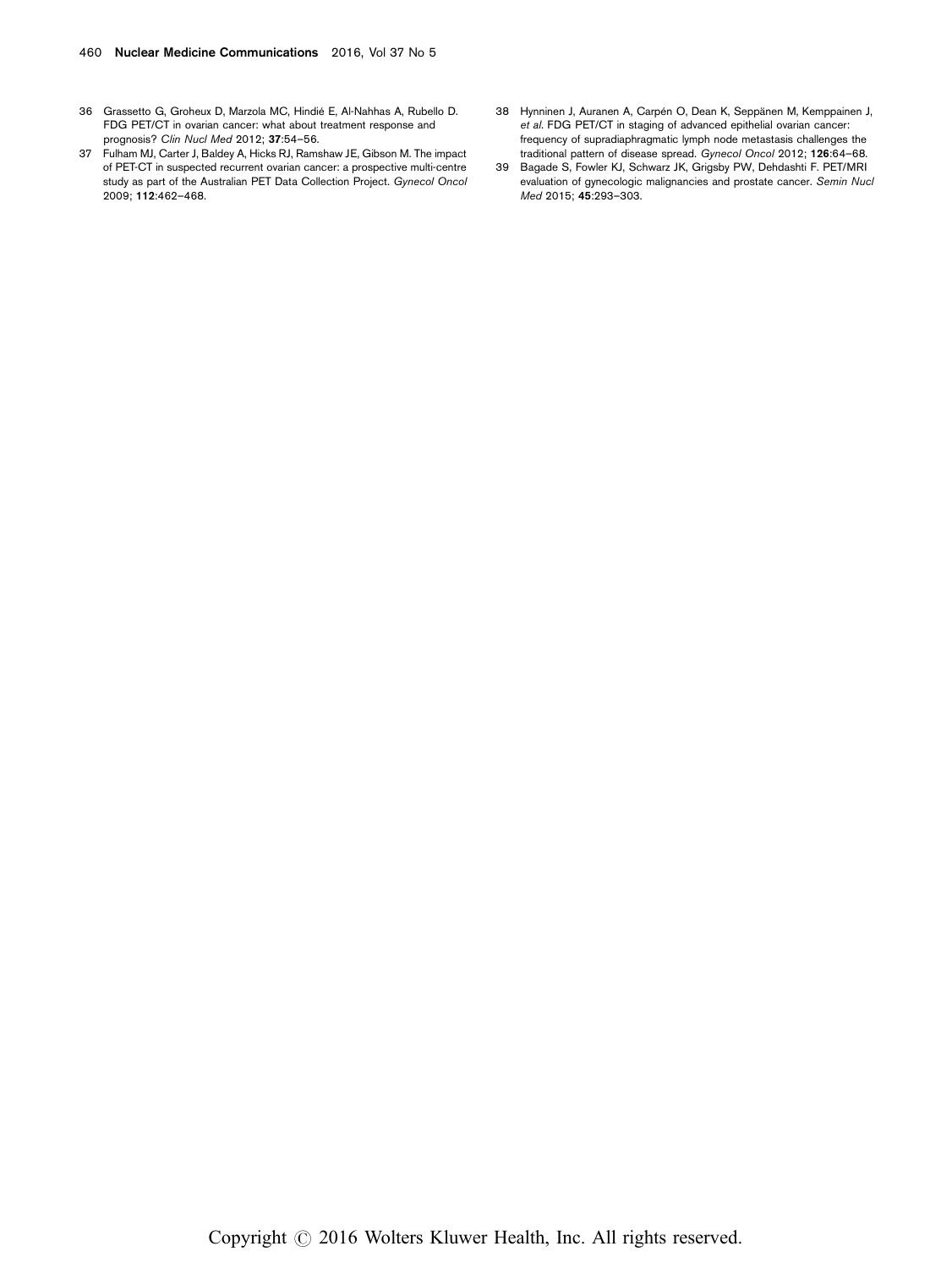36 Grassetto G, Groheux D, Marzola MC, Hindié E, Al-Nahhas A, Rubello D. FDG PET/CT in ovarian cancer: what about treatment response and prognosis? *Clin Nucl Med* 2012; **37**:54–56.

37 Fulham MJ, Carter J, Baldey A, Hicks RJ, Ramshaw JE, Gibson M. The impact of PET-CT in suspected recurrent ovarian cancer: a prospective multi-centre study as part of the Australian PET Data Collection Project. *Gynecol Oncol* 2009; **112**:462–468.

38 Hynninen J, Auranen A, Carpén O, Dean K, Seppänen M, Kemppainen J, *et al*. FDG PET/CT in staging of advanced epithelial ovarian cancer: frequency of supradiaphragmatic lymph node metastasis challenges the traditional pattern of disease spread. *Gynecol Oncol* 2012; **126**:64–68.

39 Bagade S, Fowler KJ, Schwarz JK, Grigsby PW, Dehdashti F. PET/MRI evaluation of gynecologic malignancies and prostate cancer. *Semin Nucl Med* 2015; **45**:293–303.